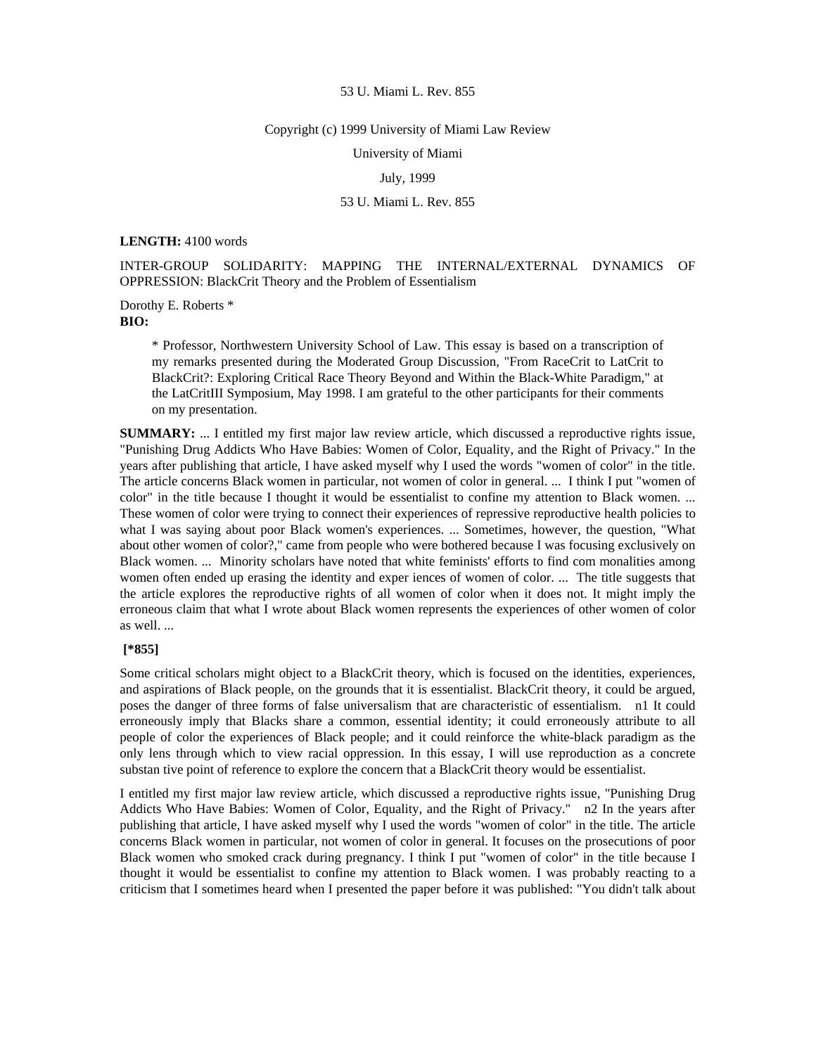53 U. Miami L. Rev. 855

Copyright (c) 1999 University of Miami Law Review

University of Miami

July, 1999

53 U. Miami L. Rev. 855

**LENGTH:** 4100 words

INTER-GROUP SOLIDARITY: MAPPING THE INTERNAL/EXTERNAL DYNAMICS OF OPPRESSION: BlackCrit Theory and the Problem of Essentialism

Dorothy E. Roberts *

**BIO:**

> * Professor, Northwestern University School of Law. This essay is based on a transcription of my remarks presented during the Moderated Group Discussion, "From RaceCrit to LatCrit to BlackCrit?: Exploring Critical Race Theory Beyond and Within the Black-White Paradigm," at the LatCritIII Symposium, May 1998. I am grateful to the other participants for their comments on my presentation.

**SUMMARY:** ... I entitled my first major law review article, which discussed a reproductive rights issue, "Punishing Drug Addicts Who Have Babies: Women of Color, Equality, and the Right of Privacy." In the years after publishing that article, I have asked myself why I used the words "women of color" in the title. The article concerns Black women in particular, not women of color in general. ... I think I put "women of color" in the title because I thought it would be essentialist to confine my attention to Black women. ... These women of color were trying to connect their experiences of repressive reproductive health policies to what I was saying about poor Black women's experiences. ... Sometimes, however, the question, "What about other women of color?," came from people who were bothered because I was focusing exclusively on Black women. ... Minority scholars have noted that white feminists' efforts to find com monalities among women often ended up erasing the identity and exper iences of women of color. ... The title suggests that the article explores the reproductive rights of all women of color when it does not. It might imply the erroneous claim that what I wrote about Black women represents the experiences of other women of color as well. ...

**[*855]**

Some critical scholars might object to a BlackCrit theory, which is focused on the identities, experiences, and aspirations of Black people, on the grounds that it is essentialist. BlackCrit theory, it could be argued, poses the danger of three forms of false universalism that are characteristic of essentialism. n1 It could erroneously imply that Blacks share a common, essential identity; it could erroneously attribute to all people of color the experiences of Black people; and it could reinforce the white-black paradigm as the only lens through which to view racial oppression. In this essay, I will use reproduction as a concrete substan tive point of reference to explore the concern that a BlackCrit theory would be essentialist.

I entitled my first major law review article, which discussed a reproductive rights issue, "Punishing Drug Addicts Who Have Babies: Women of Color, Equality, and the Right of Privacy." n2 In the years after publishing that article, I have asked myself why I used the words "women of color" in the title. The article concerns Black women in particular, not women of color in general. It focuses on the prosecutions of poor Black women who smoked crack during pregnancy. I think I put "women of color" in the title because I thought it would be essentialist to confine my attention to Black women. I was probably reacting to a criticism that I sometimes heard when I presented the paper before it was published: "You didn't talk about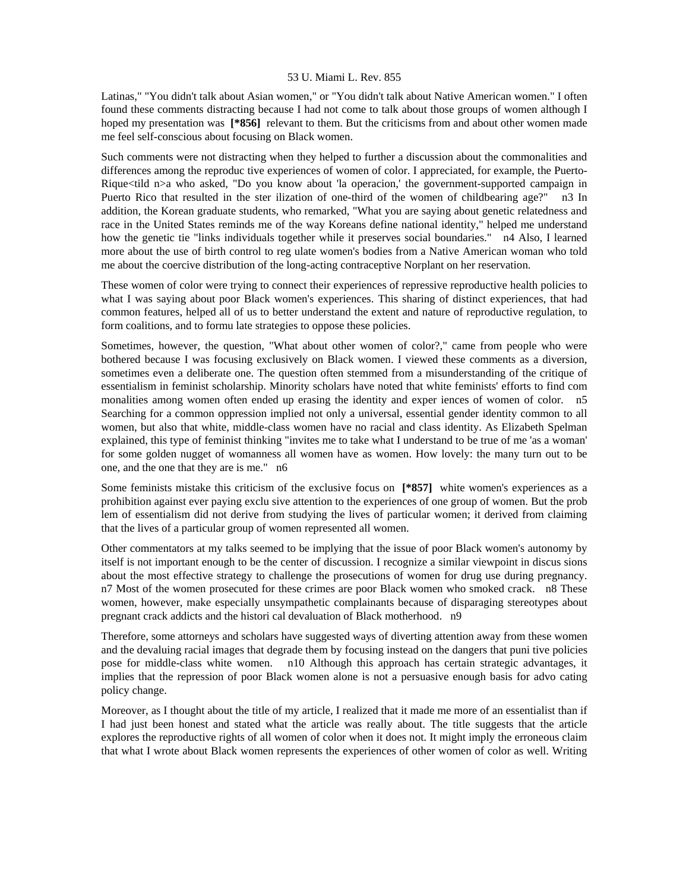Latinas," "You didn't talk about Asian women," or "You didn't talk about Native American women." I often found these comments distracting because I had not come to talk about those groups of women although I hoped my presentation was **[*856]** relevant to them. But the criticisms from and about other women made me feel self-conscious about focusing on Black women.

Such comments were not distracting when they helped to further a discussion about the commonalities and differences among the reproduc tive experiences of women of color. I appreciated, for example, the Puerto-Rique<tild n>a who asked, "Do you know about 'la operacion,' the government-supported campaign in Puerto Rico that resulted in the ster ilization of one-third of the women of childbearing age?" n3 In addition, the Korean graduate students, who remarked, "What you are saying about genetic relatedness and race in the United States reminds me of the way Koreans define national identity," helped me understand how the genetic tie "links individuals together while it preserves social boundaries." n4 Also, I learned more about the use of birth control to reg ulate women's bodies from a Native American woman who told me about the coercive distribution of the long-acting contraceptive Norplant on her reservation.

These women of color were trying to connect their experiences of repressive reproductive health policies to what I was saying about poor Black women's experiences. This sharing of distinct experiences, that had common features, helped all of us to better understand the extent and nature of reproductive regulation, to form coalitions, and to formu late strategies to oppose these policies.

Sometimes, however, the question, "What about other women of color?," came from people who were bothered because I was focusing exclusively on Black women. I viewed these comments as a diversion, sometimes even a deliberate one. The question often stemmed from a misunderstanding of the critique of essentialism in feminist scholarship. Minority scholars have noted that white feminists' efforts to find com monalities among women often ended up erasing the identity and exper iences of women of color. n5 Searching for a common oppression implied not only a universal, essential gender identity common to all women, but also that white, middle-class women have no racial and class identity. As Elizabeth Spelman explained, this type of feminist thinking "invites me to take what I understand to be true of me 'as a woman' for some golden nugget of womanness all women have as women. How lovely: the many turn out to be one, and the one that they are is me." n6

Some feminists mistake this criticism of the exclusive focus on **[*857]** white women's experiences as a prohibition against ever paying exclu sive attention to the experiences of one group of women. But the prob lem of essentialism did not derive from studying the lives of particular women; it derived from claiming that the lives of a particular group of women represented all women.

Other commentators at my talks seemed to be implying that the issue of poor Black women's autonomy by itself is not important enough to be the center of discussion. I recognize a similar viewpoint in discus sions about the most effective strategy to challenge the prosecutions of women for drug use during pregnancy. n7 Most of the women prosecuted for these crimes are poor Black women who smoked crack. n8 These women, however, make especially unsympathetic complainants because of disparaging stereotypes about pregnant crack addicts and the histori cal devaluation of Black motherhood. n9

Therefore, some attorneys and scholars have suggested ways of diverting attention away from these women and the devaluing racial images that degrade them by focusing instead on the dangers that puni tive policies pose for middle-class white women. n10 Although this approach has certain strategic advantages, it implies that the repression of poor Black women alone is not a persuasive enough basis for advo cating policy change.

Moreover, as I thought about the title of my article, I realized that it made me more of an essentialist than if I had just been honest and stated what the article was really about. The title suggests that the article explores the reproductive rights of all women of color when it does not. It might imply the erroneous claim that what I wrote about Black women represents the experiences of other women of color as well. Writing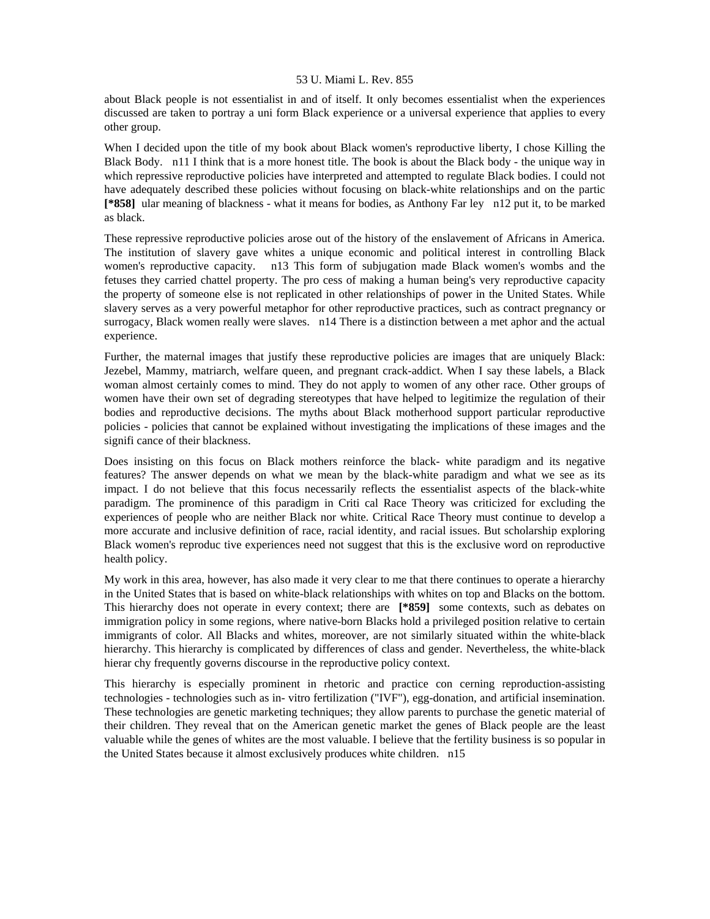about Black people is not essentialist in and of itself. It only becomes essentialist when the experiences discussed are taken to portray a uni form Black experience or a universal experience that applies to every other group.

When I decided upon the title of my book about Black women's reproductive liberty, I chose Killing the Black Body. n11 I think that is a more honest title. The book is about the Black body - the unique way in which repressive reproductive policies have interpreted and attempted to regulate Black bodies. I could not have adequately described these policies without focusing on black-white relationships and on the partic **[*858]** ular meaning of blackness - what it means for bodies, as Anthony Far ley n12 put it, to be marked as black.

These repressive reproductive policies arose out of the history of the enslavement of Africans in America. The institution of slavery gave whites a unique economic and political interest in controlling Black women's reproductive capacity. n13 This form of subjugation made Black women's wombs and the fetuses they carried chattel property. The pro cess of making a human being's very reproductive capacity the property of someone else is not replicated in other relationships of power in the United States. While slavery serves as a very powerful metaphor for other reproductive practices, such as contract pregnancy or surrogacy, Black women really were slaves. n14 There is a distinction between a met aphor and the actual experience.

Further, the maternal images that justify these reproductive policies are images that are uniquely Black: Jezebel, Mammy, matriarch, welfare queen, and pregnant crack-addict. When I say these labels, a Black woman almost certainly comes to mind. They do not apply to women of any other race. Other groups of women have their own set of degrading stereotypes that have helped to legitimize the regulation of their bodies and reproductive decisions. The myths about Black motherhood support particular reproductive policies - policies that cannot be explained without investigating the implications of these images and the signifi cance of their blackness.

Does insisting on this focus on Black mothers reinforce the black- white paradigm and its negative features? The answer depends on what we mean by the black-white paradigm and what we see as its impact. I do not believe that this focus necessarily reflects the essentialist aspects of the black-white paradigm. The prominence of this paradigm in Criti cal Race Theory was criticized for excluding the experiences of people who are neither Black nor white. Critical Race Theory must continue to develop a more accurate and inclusive definition of race, racial identity, and racial issues. But scholarship exploring Black women's reproduc tive experiences need not suggest that this is the exclusive word on reproductive health policy.

My work in this area, however, has also made it very clear to me that there continues to operate a hierarchy in the United States that is based on white-black relationships with whites on top and Blacks on the bottom. This hierarchy does not operate in every context; there are **[*859]** some contexts, such as debates on immigration policy in some regions, where native-born Blacks hold a privileged position relative to certain immigrants of color. All Blacks and whites, moreover, are not similarly situated within the white-black hierarchy. This hierarchy is complicated by differences of class and gender. Nevertheless, the white-black hierar chy frequently governs discourse in the reproductive policy context.

This hierarchy is especially prominent in rhetoric and practice con cerning reproduction-assisting technologies - technologies such as in- vitro fertilization ("IVF"), egg-donation, and artificial insemination. These technologies are genetic marketing techniques; they allow parents to purchase the genetic material of their children. They reveal that on the American genetic market the genes of Black people are the least valuable while the genes of whites are the most valuable. I believe that the fertility business is so popular in the United States because it almost exclusively produces white children. n15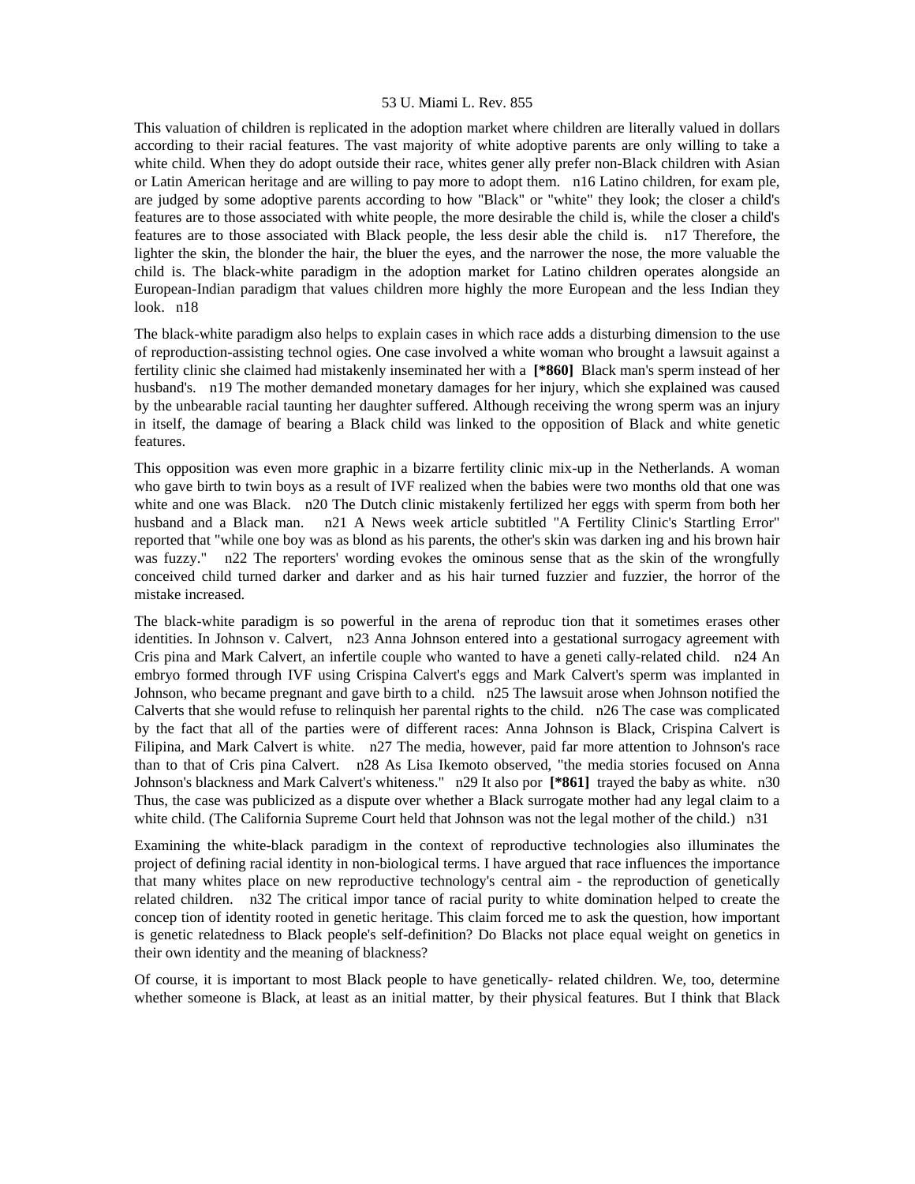This valuation of children is replicated in the adoption market where children are literally valued in dollars according to their racial features. The vast majority of white adoptive parents are only willing to take a white child. When they do adopt outside their race, whites generally prefer non-Black children with Asian or Latin American heritage and are willing to pay more to adopt them. n16 Latino children, for example, are judged by some adoptive parents according to how "Black" or "white" they look; the closer a child's features are to those associated with white people, the more desirable the child is, while the closer a child's features are to those associated with Black people, the less desirable the child is. n17 Therefore, the lighter the skin, the blonder the hair, the bluer the eyes, and the narrower the nose, the more valuable the child is. The black-white paradigm in the adoption market for Latino children operates alongside an European-Indian paradigm that values children more highly the more European and the less Indian they look. n18

The black-white paradigm also helps to explain cases in which race adds a disturbing dimension to the use of reproduction-assisting technologies. One case involved a white woman who brought a lawsuit against a fertility clinic she claimed had mistakenly inseminated her with a **[*860]** Black man's sperm instead of her husband's. n19 The mother demanded monetary damages for her injury, which she explained was caused by the unbearable racial taunting her daughter suffered. Although receiving the wrong sperm was an injury in itself, the damage of bearing a Black child was linked to the opposition of Black and white genetic features.

This opposition was even more graphic in a bizarre fertility clinic mix-up in the Netherlands. A woman who gave birth to twin boys as a result of IVF realized when the babies were two months old that one was white and one was Black. n20 The Dutch clinic mistakenly fertilized her eggs with sperm from both her husband and a Black man. n21 A Newsweek article subtitled "A Fertility Clinic's Startling Error" reported that "while one boy was as blond as his parents, the other's skin was darkening and his brown hair was fuzzy." n22 The reporters' wording evokes the ominous sense that as the skin of the wrongfully conceived child turned darker and darker and as his hair turned fuzzier and fuzzier, the horror of the mistake increased.

The black-white paradigm is so powerful in the arena of reproduction that it sometimes erases other identities. In Johnson v. Calvert, n23 Anna Johnson entered into a gestational surrogacy agreement with Crispina and Mark Calvert, an infertile couple who wanted to have a genetically-related child. n24 An embryo formed through IVF using Crispina Calvert's eggs and Mark Calvert's sperm was implanted in Johnson, who became pregnant and gave birth to a child. n25 The lawsuit arose when Johnson notified the Calverts that she would refuse to relinquish her parental rights to the child. n26 The case was complicated by the fact that all of the parties were of different races: Anna Johnson is Black, Crispina Calvert is Filipina, and Mark Calvert is white. n27 The media, however, paid far more attention to Johnson's race than to that of Crispina Calvert. n28 As Lisa Ikemoto observed, "the media stories focused on Anna Johnson's blackness and Mark Calvert's whiteness." n29 It also por **[*861]** trayed the baby as white. n30 Thus, the case was publicized as a dispute over whether a Black surrogate mother had any legal claim to a white child. (The California Supreme Court held that Johnson was not the legal mother of the child.) n31

Examining the white-black paradigm in the context of reproductive technologies also illuminates the project of defining racial identity in non-biological terms. I have argued that race influences the importance that many whites place on new reproductive technology's central aim - the reproduction of genetically related children. n32 The critical importance of racial purity to white domination helped to create the conception of identity rooted in genetic heritage. This claim forced me to ask the question, how important is genetic relatedness to Black people's self-definition? Do Blacks not place equal weight on genetics in their own identity and the meaning of blackness?

Of course, it is important to most Black people to have genetically- related children. We, too, determine whether someone is Black, at least as an initial matter, by their physical features. But I think that Black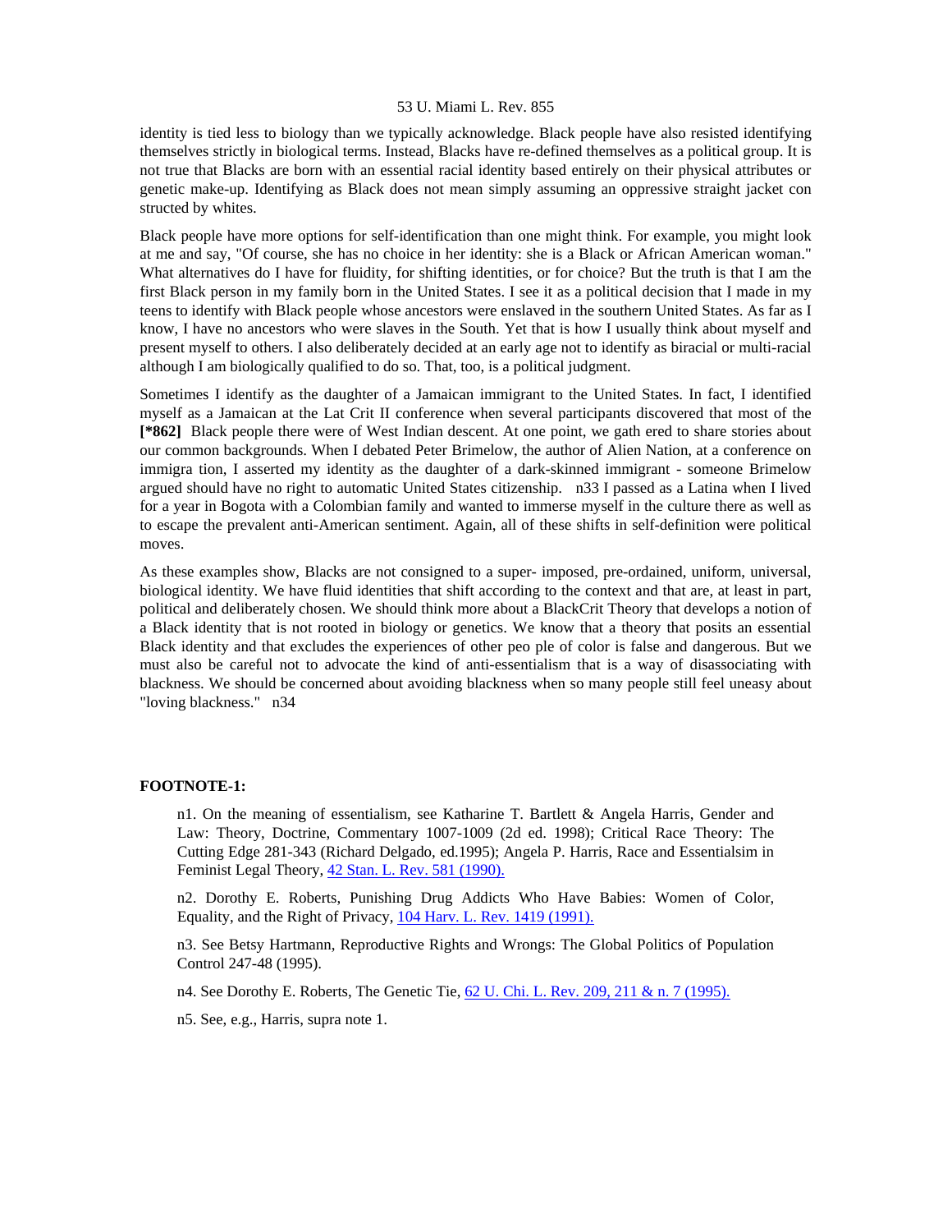identity is tied less to biology than we typically acknowledge. Black people have also resisted identifying themselves strictly in biological terms. Instead, Blacks have re-defined themselves as a political group. It is not true that Blacks are born with an essential racial identity based entirely on their physical attributes or genetic make-up. Identifying as Black does not mean simply assuming an oppressive straight jacket con structed by whites.

Black people have more options for self-identification than one might think. For example, you might look at me and say, "Of course, she has no choice in her identity: she is a Black or African American woman." What alternatives do I have for fluidity, for shifting identities, or for choice? But the truth is that I am the first Black person in my family born in the United States. I see it as a political decision that I made in my teens to identify with Black people whose ancestors were enslaved in the southern United States. As far as I know, I have no ancestors who were slaves in the South. Yet that is how I usually think about myself and present myself to others. I also deliberately decided at an early age not to identify as biracial or multi-racial although I am biologically qualified to do so. That, too, is a political judgment.

Sometimes I identify as the daughter of a Jamaican immigrant to the United States. In fact, I identified myself as a Jamaican at the Lat Crit II conference when several participants discovered that most of the **[*862]** Black people there were of West Indian descent. At one point, we gath ered to share stories about our common backgrounds. When I debated Peter Brimelow, the author of Alien Nation, at a conference on immigra tion, I asserted my identity as the daughter of a dark-skinned immigrant - someone Brimelow argued should have no right to automatic United States citizenship. n33 I passed as a Latina when I lived for a year in Bogota with a Colombian family and wanted to immerse myself in the culture there as well as to escape the prevalent anti-American sentiment. Again, all of these shifts in self-definition were political moves.

As these examples show, Blacks are not consigned to a super- imposed, pre-ordained, uniform, universal, biological identity. We have fluid identities that shift according to the context and that are, at least in part, political and deliberately chosen. We should think more about a BlackCrit Theory that develops a notion of a Black identity that is not rooted in biology or genetics. We know that a theory that posits an essential Black identity and that excludes the experiences of other peo ple of color is false and dangerous. But we must also be careful not to advocate the kind of anti-essentialism that is a way of disassociating with blackness. We should be concerned about avoiding blackness when so many people still feel uneasy about "loving blackness." n34

**FOOTNOTE-1:**

n1. On the meaning of essentialism, see Katharine T. Bartlett & Angela Harris, Gender and Law: Theory, Doctrine, Commentary 1007-1009 (2d ed. 1998); Critical Race Theory: The Cutting Edge 281-343 (Richard Delgado, ed.1995); Angela P. Harris, Race and Essentialsim in Feminist Legal Theory, 42 Stan. L. Rev. 581 (1990).

n2. Dorothy E. Roberts, Punishing Drug Addicts Who Have Babies: Women of Color, Equality, and the Right of Privacy, 104 Harv. L. Rev. 1419 (1991).

n3. See Betsy Hartmann, Reproductive Rights and Wrongs: The Global Politics of Population Control 247-48 (1995).

n4. See Dorothy E. Roberts, The Genetic Tie, 62 U. Chi. L. Rev. 209, 211 & n. 7 (1995).

n5. See, e.g., Harris, supra note 1.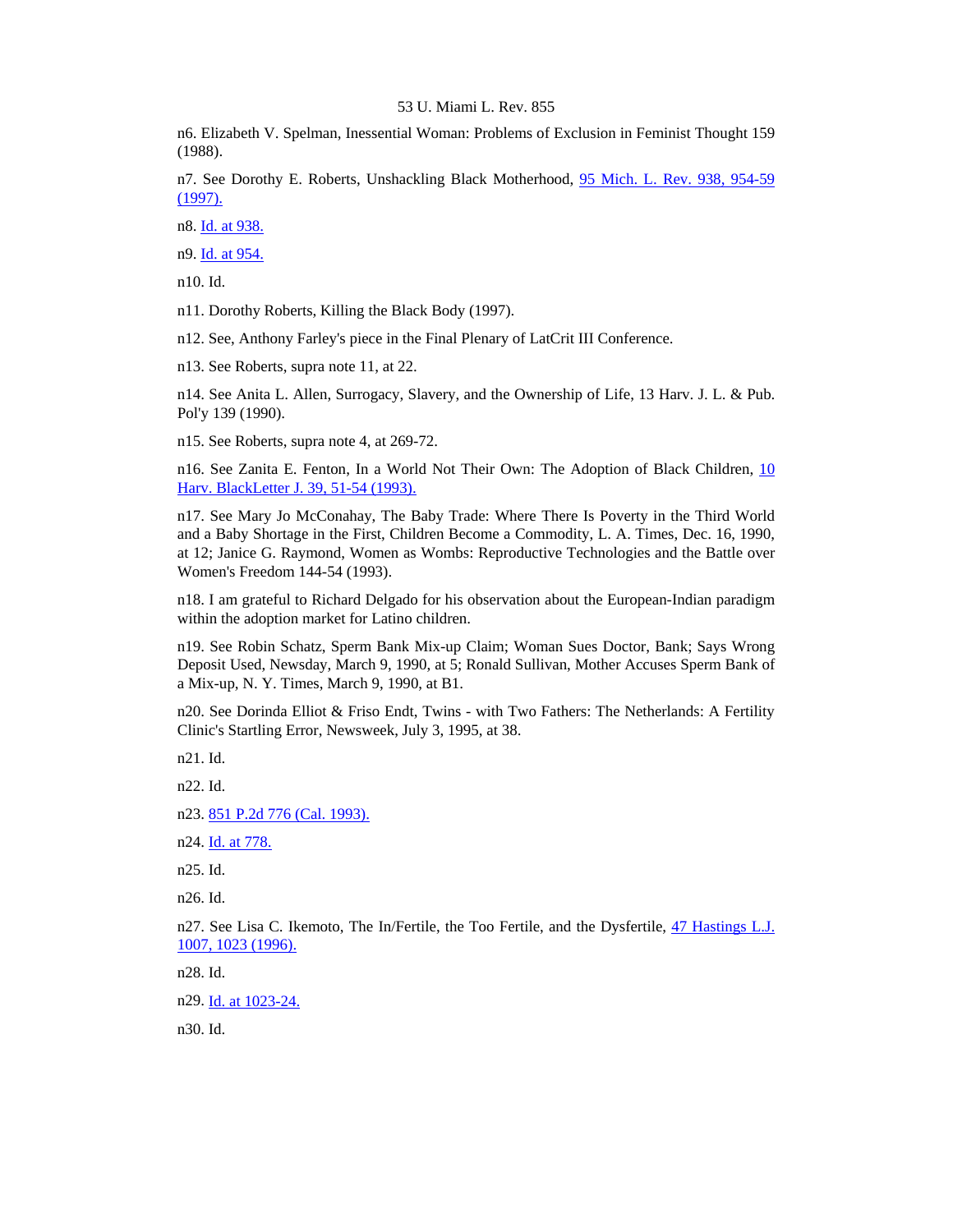n6. Elizabeth V. Spelman, Inessential Woman: Problems of Exclusion in Feminist Thought 159 (1988).

n7. See Dorothy E. Roberts, Unshackling Black Motherhood, 95 Mich. L. Rev. 938, 954-59 (1997).

n8. Id. at 938.

n9. Id. at 954.

n10. Id.

n11. Dorothy Roberts, Killing the Black Body (1997).

n12. See, Anthony Farley's piece in the Final Plenary of LatCrit III Conference.

n13. See Roberts, supra note 11, at 22.

n14. See Anita L. Allen, Surrogacy, Slavery, and the Ownership of Life, 13 Harv. J. L. & Pub. Pol'y 139 (1990).

n15. See Roberts, supra note 4, at 269-72.

n16. See Zanita E. Fenton, In a World Not Their Own: The Adoption of Black Children, 10 Harv. BlackLetter J. 39, 51-54 (1993).

n17. See Mary Jo McConahay, The Baby Trade: Where There Is Poverty in the Third World and a Baby Shortage in the First, Children Become a Commodity, L. A. Times, Dec. 16, 1990, at 12; Janice G. Raymond, Women as Wombs: Reproductive Technologies and the Battle over Women's Freedom 144-54 (1993).

n18. I am grateful to Richard Delgado for his observation about the European-Indian paradigm within the adoption market for Latino children.

n19. See Robin Schatz, Sperm Bank Mix-up Claim; Woman Sues Doctor, Bank; Says Wrong Deposit Used, Newsday, March 9, 1990, at 5; Ronald Sullivan, Mother Accuses Sperm Bank of a Mix-up, N. Y. Times, March 9, 1990, at B1.

n20. See Dorinda Elliot & Friso Endt, Twins - with Two Fathers: The Netherlands: A Fertility Clinic's Startling Error, Newsweek, July 3, 1995, at 38.

n21. Id.

n22. Id.

n23. 851 P.2d 776 (Cal. 1993).

n24. Id. at 778.

n25. Id.

n26. Id.

n27. See Lisa C. Ikemoto, The In/Fertile, the Too Fertile, and the Dysfertile, 47 Hastings L.J. 1007, 1023 (1996).

n28. Id.

n29. Id. at 1023-24.

n30. Id.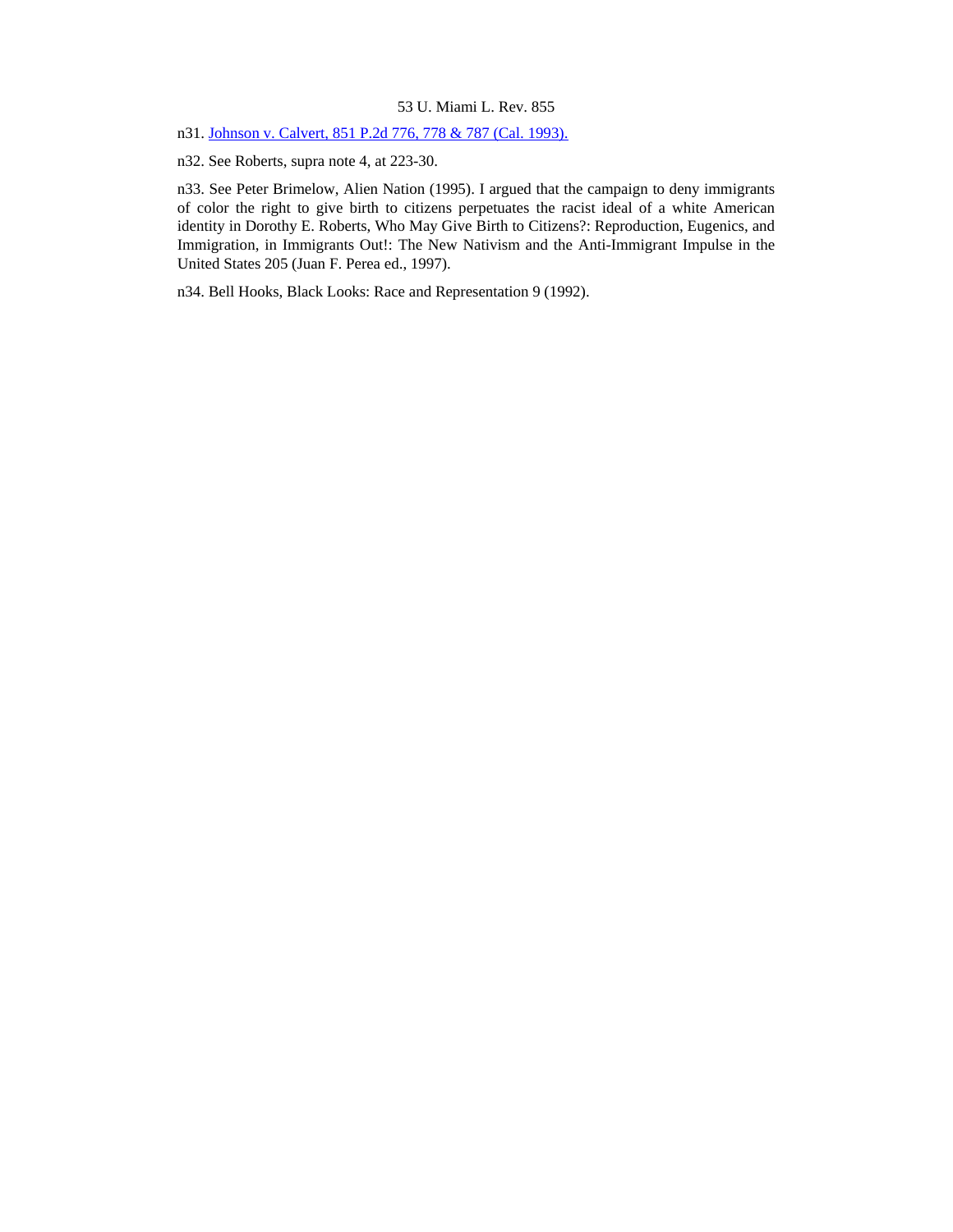n31. Johnson v. Calvert, 851 P.2d 776, 778 & 787 (Cal. 1993).

n32. See Roberts, supra note 4, at 223-30.

n33. See Peter Brimelow, Alien Nation (1995). I argued that the campaign to deny immigrants of color the right to give birth to citizens perpetuates the racist ideal of a white American identity in Dorothy E. Roberts, Who May Give Birth to Citizens?: Reproduction, Eugenics, and Immigration, in Immigrants Out!: The New Nativism and the Anti-Immigrant Impulse in the United States 205 (Juan F. Perea ed., 1997).

n34. Bell Hooks, Black Looks: Race and Representation 9 (1992).